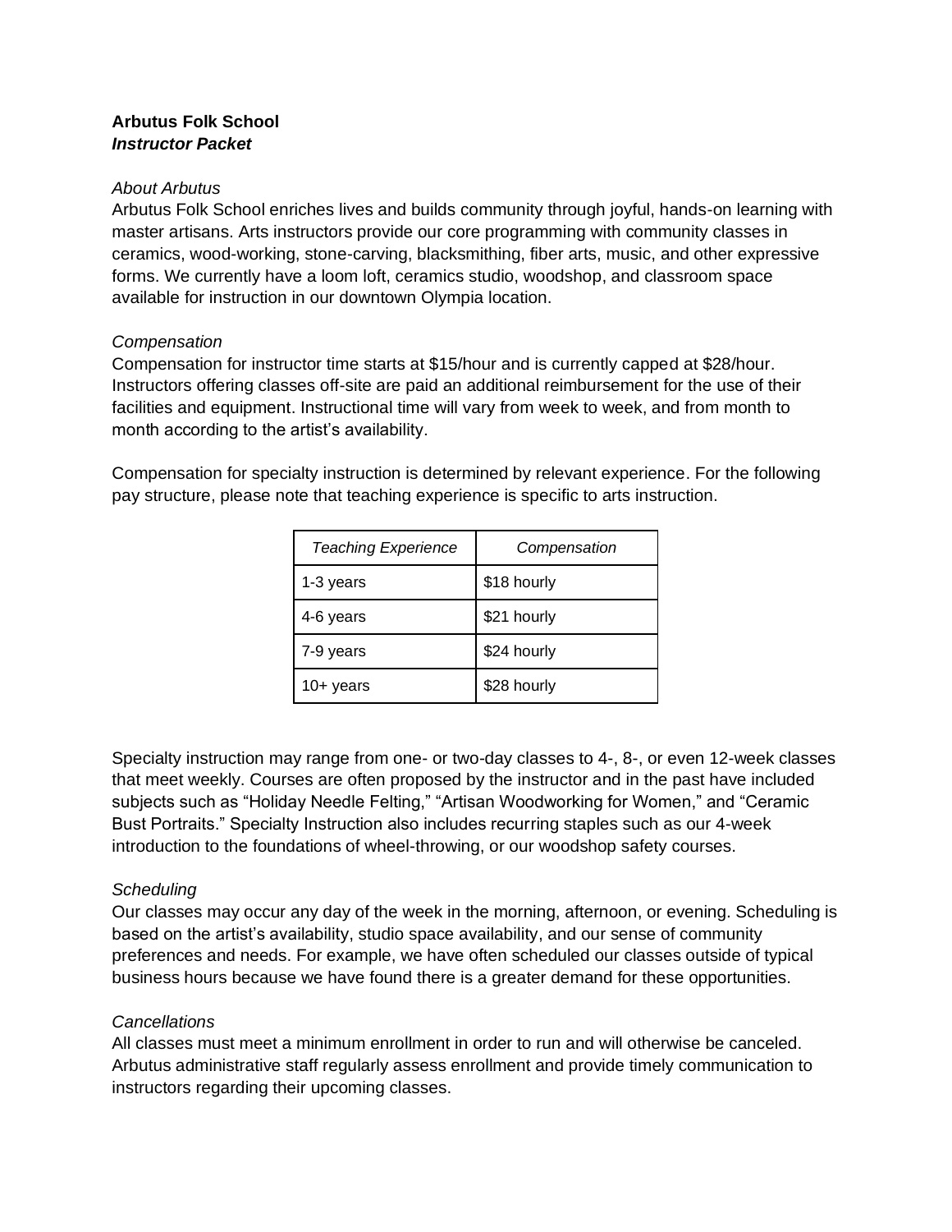**Arbutus Folk School**
***Instructor Packet***

*About Arbutus*
Arbutus Folk School enriches lives and builds community through joyful, hands-on learning with master artisans. Arts instructors provide our core programming with community classes in ceramics, wood-working, stone-carving, blacksmithing, fiber arts, music, and other expressive forms. We currently have a loom loft, ceramics studio, woodshop, and classroom space available for instruction in our downtown Olympia location.

*Compensation*
Compensation for instructor time starts at $15/hour and is currently capped at $28/hour. Instructors offering classes off-site are paid an additional reimbursement for the use of their facilities and equipment. Instructional time will vary from week to week, and from month to month according to the artist's availability.

Compensation for specialty instruction is determined by relevant experience. For the following pay structure, please note that teaching experience is specific to arts instruction.

| *Teaching Experience* | *Compensation* |
|---|---|
| 1-3 years | $18 hourly |
| 4-6 years | $21 hourly |
| 7-9 years | $24 hourly |
| 10+ years | $28 hourly |

Specialty instruction may range from one- or two-day classes to 4-, 8-, or even 12-week classes that meet weekly. Courses are often proposed by the instructor and in the past have included subjects such as "Holiday Needle Felting," "Artisan Woodworking for Women," and "Ceramic Bust Portraits." Specialty Instruction also includes recurring staples such as our 4-week introduction to the foundations of wheel-throwing, or our woodshop safety courses.

*Scheduling*
Our classes may occur any day of the week in the morning, afternoon, or evening. Scheduling is based on the artist's availability, studio space availability, and our sense of community preferences and needs. For example, we have often scheduled our classes outside of typical business hours because we have found there is a greater demand for these opportunities.

*Cancellations*
All classes must meet a minimum enrollment in order to run and will otherwise be canceled. Arbutus administrative staff regularly assess enrollment and provide timely communication to instructors regarding their upcoming classes.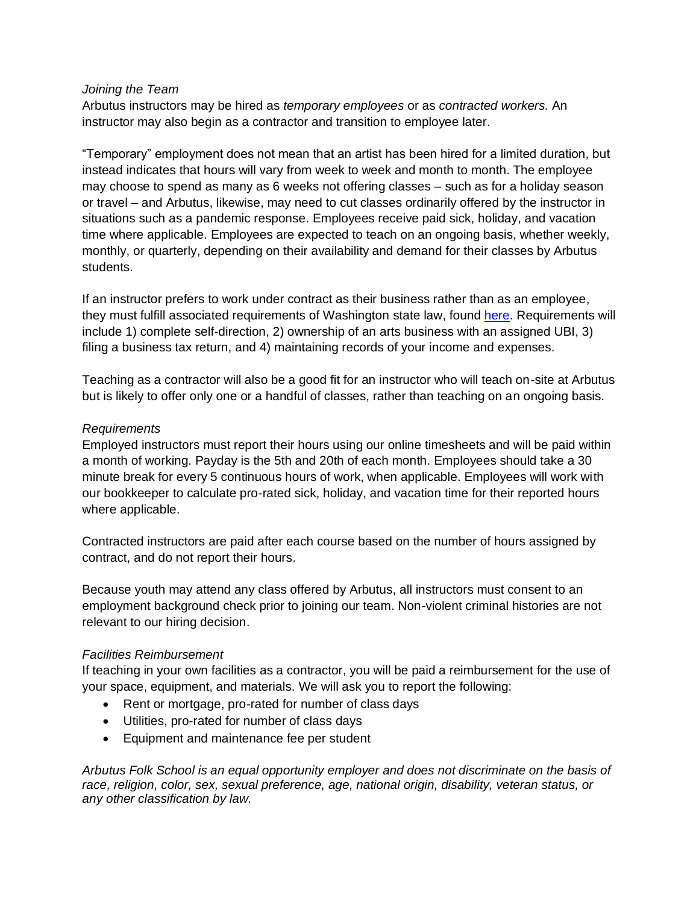*Joining the Team*

Arbutus instructors may be hired as *temporary employees* or as *contracted workers.* An instructor may also begin as a contractor and transition to employee later.

"Temporary" employment does not mean that an artist has been hired for a limited duration, but instead indicates that hours will vary from week to week and month to month. The employee may choose to spend as many as 6 weeks not offering classes – such as for a holiday season or travel – and Arbutus, likewise, may need to cut classes ordinarily offered by the instructor in situations such as a pandemic response. Employees receive paid sick, holiday, and vacation time where applicable. Employees are expected to teach on an ongoing basis, whether weekly, monthly, or quarterly, depending on their availability and demand for their classes by Arbutus students.

If an instructor prefers to work under contract as their business rather than as an employee, they must fulfill associated requirements of Washington state law, found here. Requirements will include 1) complete self-direction, 2) ownership of an arts business with an assigned UBI, 3) filing a business tax return, and 4) maintaining records of your income and expenses.

Teaching as a contractor will also be a good fit for an instructor who will teach on-site at Arbutus but is likely to offer only one or a handful of classes, rather than teaching on an ongoing basis.

*Requirements*

Employed instructors must report their hours using our online timesheets and will be paid within a month of working. Payday is the 5th and 20th of each month. Employees should take a 30 minute break for every 5 continuous hours of work, when applicable. Employees will work with our bookkeeper to calculate pro-rated sick, holiday, and vacation time for their reported hours where applicable.

Contracted instructors are paid after each course based on the number of hours assigned by contract, and do not report their hours.

Because youth may attend any class offered by Arbutus, all instructors must consent to an employment background check prior to joining our team. Non-violent criminal histories are not relevant to our hiring decision.

*Facilities Reimbursement*

If teaching in your own facilities as a contractor, you will be paid a reimbursement for the use of your space, equipment, and materials. We will ask you to report the following:

- Rent or mortgage, pro-rated for number of class days
- Utilities, pro-rated for number of class days
- Equipment and maintenance fee per student

*Arbutus Folk School is an equal opportunity employer and does not discriminate on the basis of race, religion, color, sex, sexual preference, age, national origin, disability, veteran status, or any other classification by law.*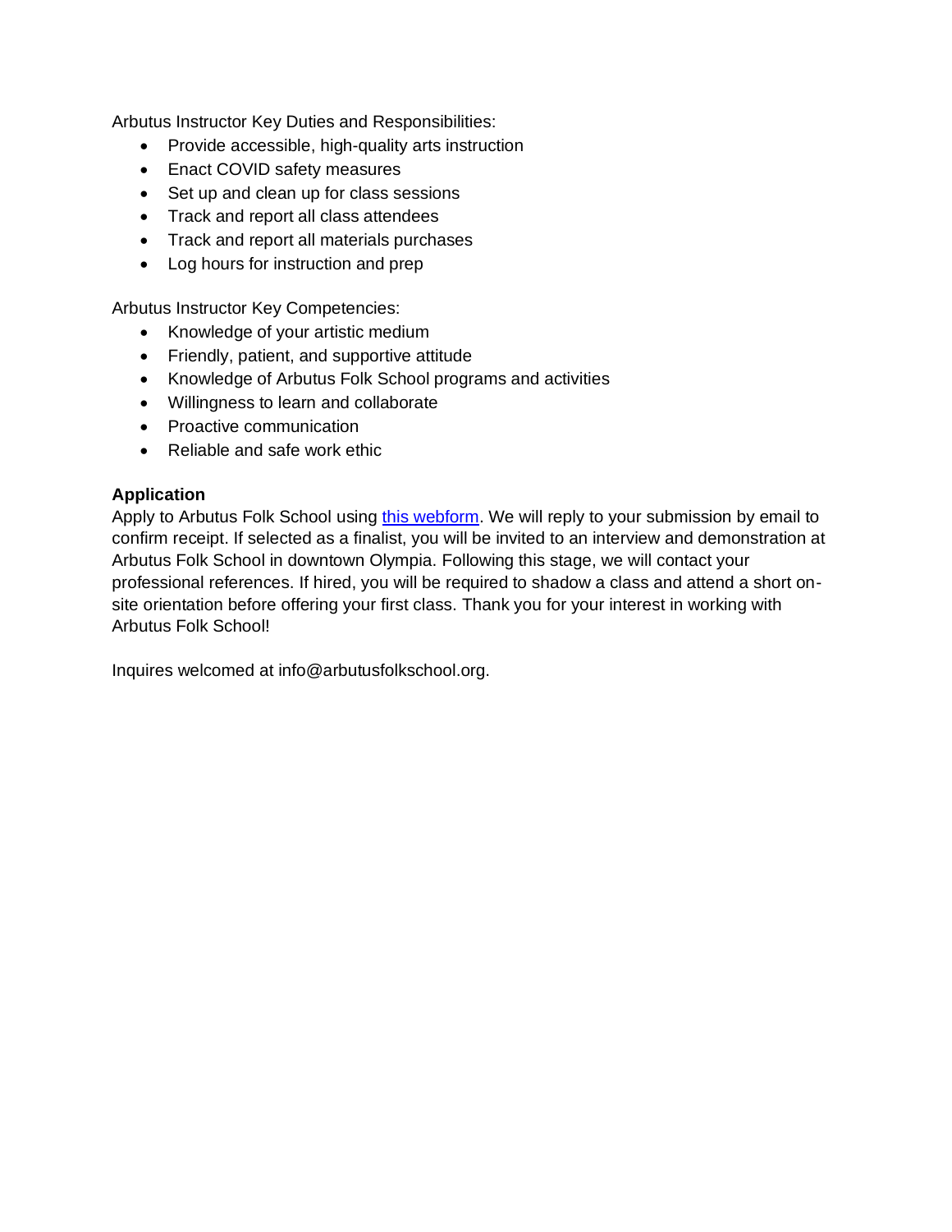Arbutus Instructor Key Duties and Responsibilities:

- Provide accessible, high-quality arts instruction
- Enact COVID safety measures
- Set up and clean up for class sessions
- Track and report all class attendees
- Track and report all materials purchases
- Log hours for instruction and prep

Arbutus Instructor Key Competencies:

- Knowledge of your artistic medium
- Friendly, patient, and supportive attitude
- Knowledge of Arbutus Folk School programs and activities
- Willingness to learn and collaborate
- Proactive communication
- Reliable and safe work ethic

**Application**

Apply to Arbutus Folk School using [this webform](). We will reply to your submission by email to confirm receipt. If selected as a finalist, you will be invited to an interview and demonstration at Arbutus Folk School in downtown Olympia. Following this stage, we will contact your professional references. If hired, you will be required to shadow a class and attend a short on-site orientation before offering your first class. Thank you for your interest in working with Arbutus Folk School!

Inquires welcomed at info@arbutusfolkschool.org.